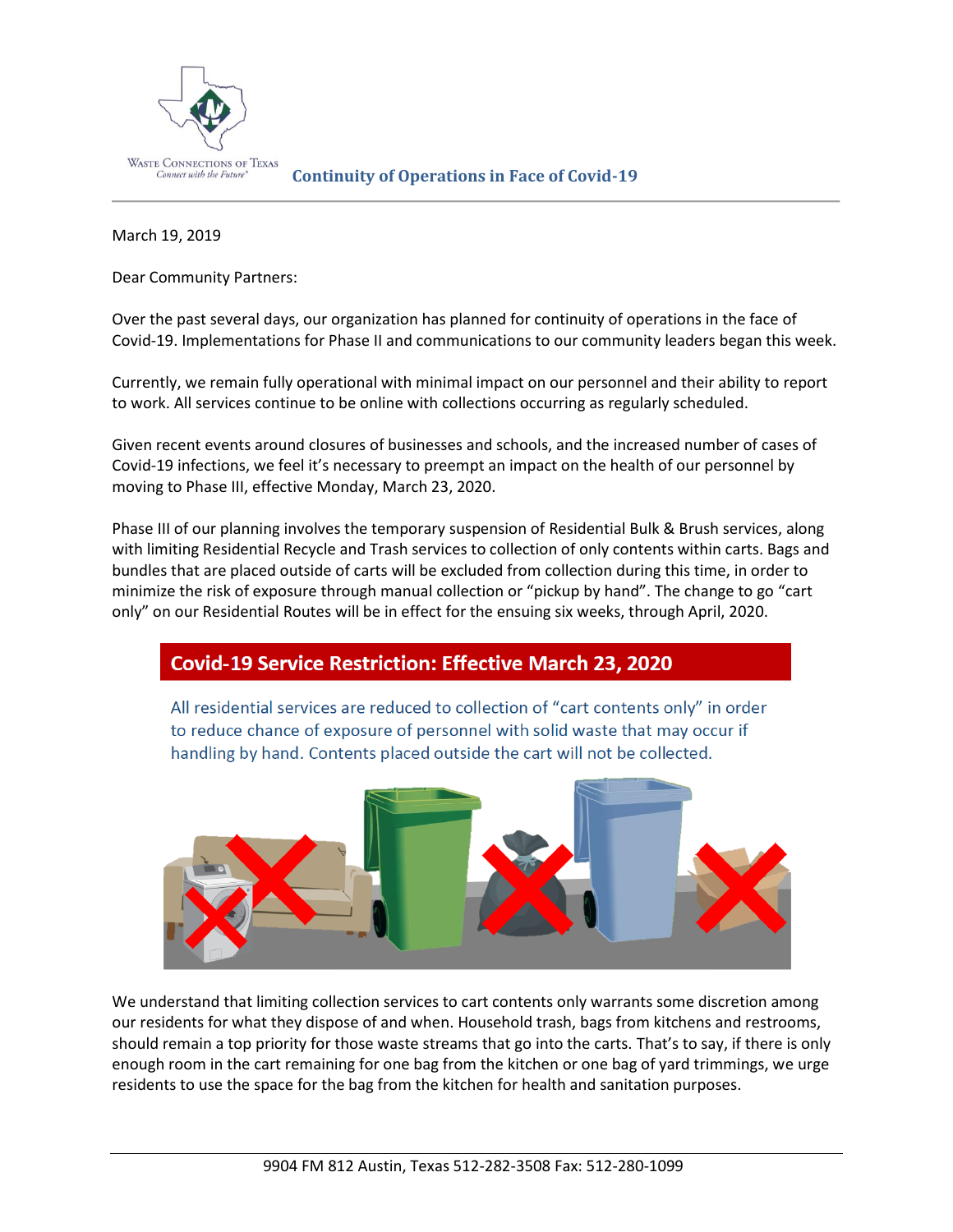Waste Connections of Texas
*Connect with the Future*

**Continuity of Operations in Face of Covid-19**

---

March 19, 2019

Dear Community Partners:

Over the past several days, our organization has planned for continuity of operations in the face of Covid-19. Implementations for Phase II and communications to our community leaders began this week.

Currently, we remain fully operational with minimal impact on our personnel and their ability to report to work. All services continue to be online with collections occurring as regularly scheduled.

Given recent events around closures of businesses and schools, and the increased number of cases of Covid-19 infections, we feel it's necessary to preempt an impact on the health of our personnel by moving to Phase III, effective Monday, March 23, 2020.

Phase III of our planning involves the temporary suspension of Residential Bulk & Brush services, along with limiting Residential Recycle and Trash services to collection of only contents within carts. Bags and bundles that are placed outside of carts will be excluded from collection during this time, in order to minimize the risk of exposure through manual collection or "pickup by hand". The change to go "cart only" on our Residential Routes will be in effect for the ensuing six weeks, through April, 2020.

## Covid-19 Service Restriction: Effective March 23, 2020

All residential services are reduced to collection of "cart contents only" in order to reduce chance of exposure of personnel with solid waste that may occur if handling by hand. Contents placed outside the cart will not be collected.

We understand that limiting collection services to cart contents only warrants some discretion among our residents for what they dispose of and when. Household trash, bags from kitchens and restrooms, should remain a top priority for those waste streams that go into the carts. That's to say, if there is only enough room in the cart remaining for one bag from the kitchen or one bag of yard trimmings, we urge residents to use the space for the bag from the kitchen for health and sanitation purposes.

---

9904 FM 812 Austin, Texas 512-282-3508 Fax: 512-280-1099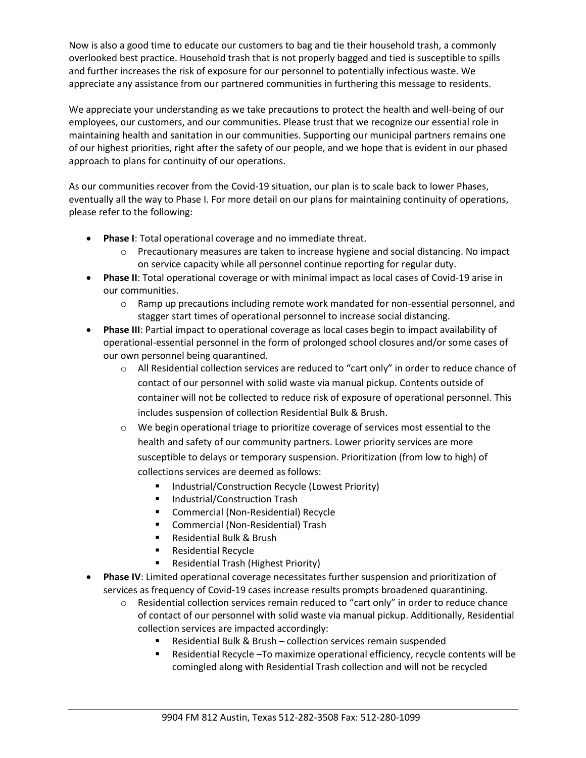Now is also a good time to educate our customers to bag and tie their household trash, a commonly overlooked best practice. Household trash that is not properly bagged and tied is susceptible to spills and further increases the risk of exposure for our personnel to potentially infectious waste. We appreciate any assistance from our partnered communities in furthering this message to residents.

We appreciate your understanding as we take precautions to protect the health and well-being of our employees, our customers, and our communities. Please trust that we recognize our essential role in maintaining health and sanitation in our communities. Supporting our municipal partners remains one of our highest priorities, right after the safety of our people, and we hope that is evident in our phased approach to plans for continuity of our operations.

As our communities recover from the Covid-19 situation, our plan is to scale back to lower Phases, eventually all the way to Phase I. For more detail on our plans for maintaining continuity of operations, please refer to the following:

- **Phase I**: Total operational coverage and no immediate threat.
    - Precautionary measures are taken to increase hygiene and social distancing. No impact on service capacity while all personnel continue reporting for regular duty.
- **Phase II**: Total operational coverage or with minimal impact as local cases of Covid-19 arise in our communities.
    - Ramp up precautions including remote work mandated for non-essential personnel, and stagger start times of operational personnel to increase social distancing.
- **Phase III**: Partial impact to operational coverage as local cases begin to impact availability of operational-essential personnel in the form of prolonged school closures and/or some cases of our own personnel being quarantined.
    - All Residential collection services are reduced to "cart only" in order to reduce chance of contact of our personnel with solid waste via manual pickup. Contents outside of container will not be collected to reduce risk of exposure of operational personnel. This includes suspension of collection Residential Bulk & Brush.
    - We begin operational triage to prioritize coverage of services most essential to the health and safety of our community partners. Lower priority services are more susceptible to delays or temporary suspension. Prioritization (from low to high) of collections services are deemed as follows:
        - Industrial/Construction Recycle (Lowest Priority)
        - Industrial/Construction Trash
        - Commercial (Non-Residential) Recycle
        - Commercial (Non-Residential) Trash
        - Residential Bulk & Brush
        - Residential Recycle
        - Residential Trash (Highest Priority)
- **Phase IV**: Limited operational coverage necessitates further suspension and prioritization of services as frequency of Covid-19 cases increase results prompts broadened quarantining.
    - Residential collection services remain reduced to "cart only" in order to reduce chance of contact of our personnel with solid waste via manual pickup. Additionally, Residential collection services are impacted accordingly:
        - Residential Bulk & Brush – collection services remain suspended
        - Residential Recycle –To maximize operational efficiency, recycle contents will be comingled along with Residential Trash collection and will not be recycled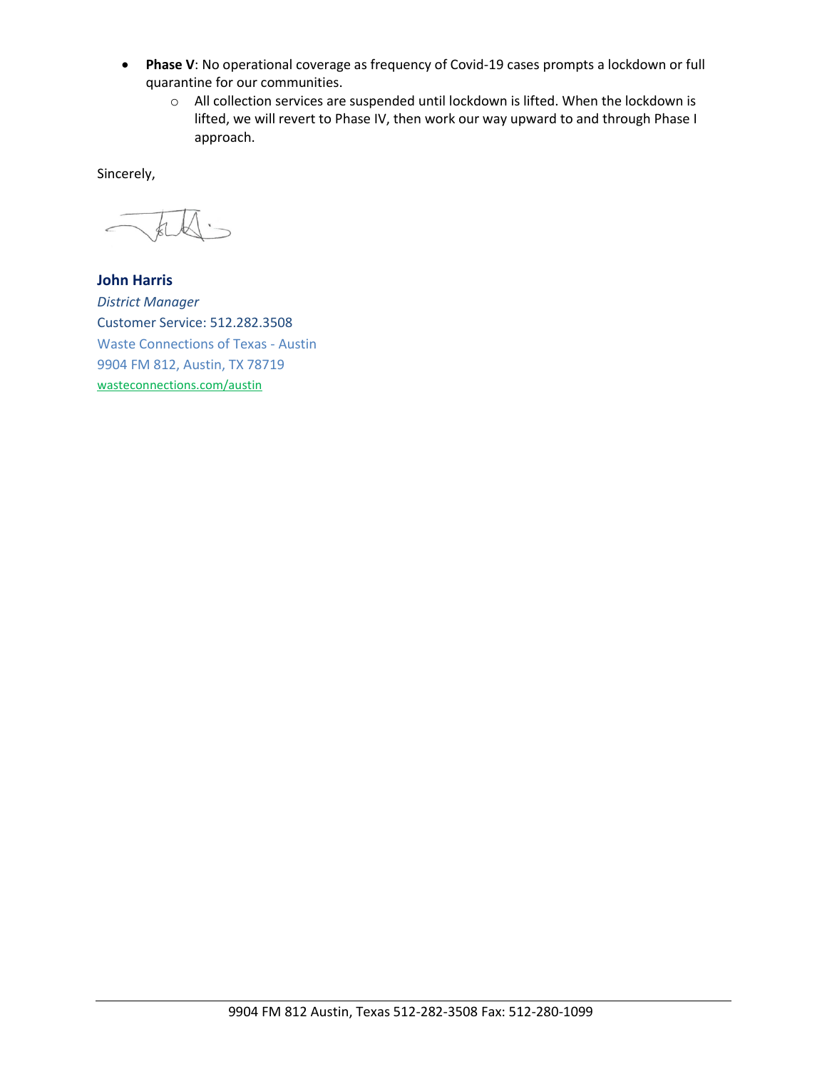- **Phase V**: No operational coverage as frequency of Covid-19 cases prompts a lockdown or full quarantine for our communities.
    - All collection services are suspended until lockdown is lifted. When the lockdown is lifted, we will revert to Phase IV, then work our way upward to and through Phase I approach.

Sincerely,

**John Harris**
*District Manager*
Customer Service: 512.282.3508
Waste Connections of Texas - Austin
9904 FM 812, Austin, TX 78719
wasteconnections.com/austin